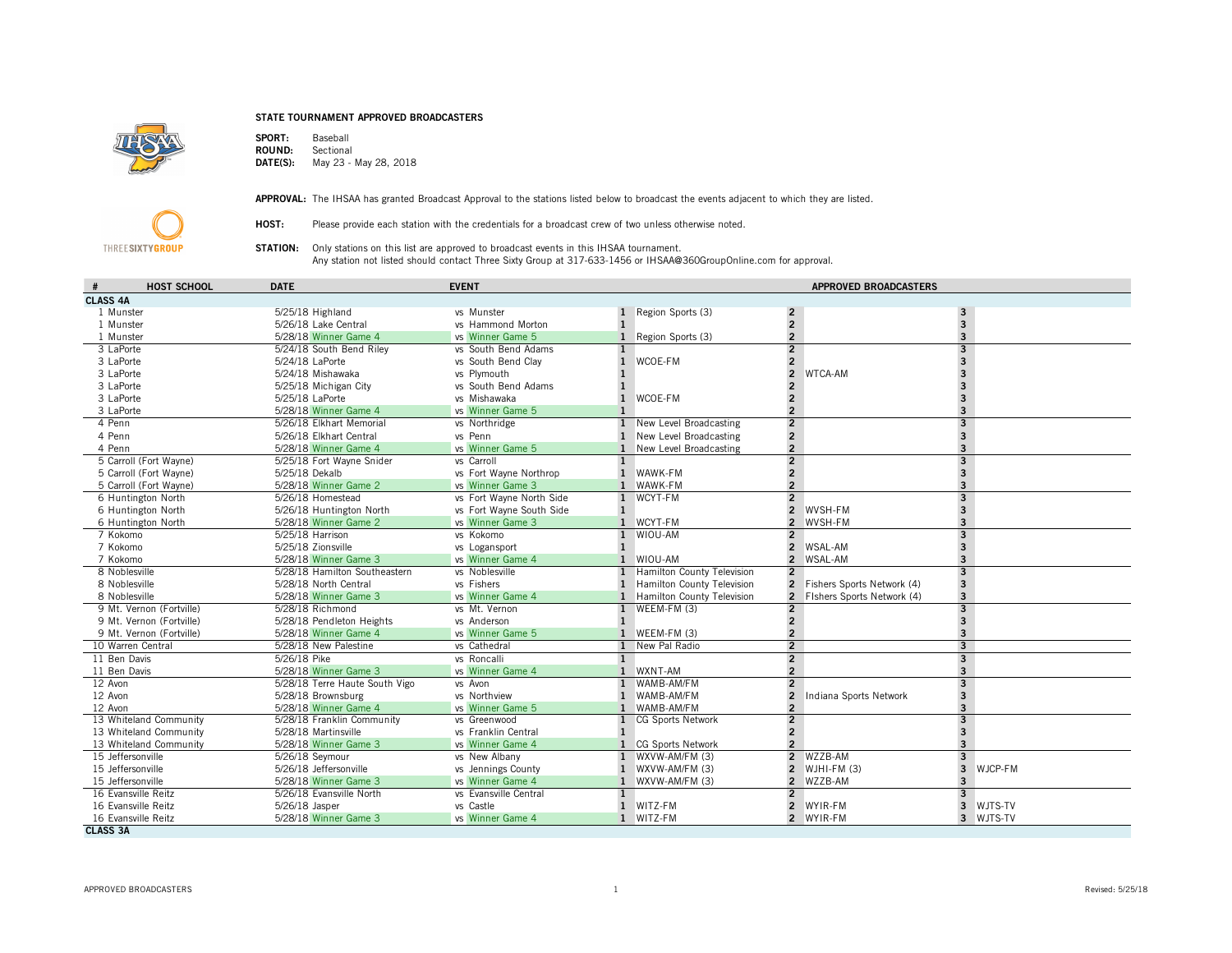**STATE TOURNAMENT APPROVED BROADCASTERS**

**SPORT:** Baseball
**ROUND:** Sectional
**DATE(S):** May 23 - May 28, 2018

**APPROVAL:** The IHSAA has granted Broadcast Approval to the stations listed below to broadcast the events adjacent to which they are listed.

**HOST:** Please provide each station with the credentials for a broadcast crew of two unless otherwise noted.

**STATION:** Only stations on this list are approved to broadcast events in this IHSAA tournament.
Any station not listed should contact Three Sixty Group at 317-633-1456 or IHSAA@360GroupOnline.com for approval.

| # | HOST SCHOOL | DATE | | EVENT | | APPROVED BROADCASTERS | | | | | |
|---|---|---|---|---|---|---|---|---|---|---|---|
| **CLASS 4A** | | | | | | | | | | | |
| 1 | Munster | 5/25/18 | Highland | vs | Munster | 1 | Region Sports (3) | 2 | | 3 | |
| 1 | Munster | 5/26/18 | Lake Central | vs | Hammond Morton | 1 | | 2 | | 3 | |
| 1 | Munster | 5/28/18 | Winner Game 4 | vs | Winner Game 5 | 1 | Region Sports (3) | 2 | | 3 | |
| 3 | LaPorte | 5/24/18 | South Bend Riley | vs | South Bend Adams | 1 | | 2 | | 3 | |
| 3 | LaPorte | 5/24/18 | LaPorte | vs | South Bend Clay | 1 | WCOE-FM | 2 | | 3 | |
| 3 | LaPorte | 5/24/18 | Mishawaka | vs | Plymouth | 1 | | 2 | WTCA-AM | 3 | |
| 3 | LaPorte | 5/25/18 | Michigan City | vs | South Bend Adams | 1 | | 2 | | 3 | |
| 3 | LaPorte | 5/25/18 | LaPorte | vs | Mishawaka | 1 | WCOE-FM | 2 | | 3 | |
| 3 | LaPorte | 5/28/18 | Winner Game 4 | vs | Winner Game 5 | 1 | | 2 | | 3 | |
| 4 | Penn | 5/26/18 | Elkhart Memorial | vs | Northridge | 1 | New Level Broadcasting | 2 | | 3 | |
| 4 | Penn | 5/26/18 | Elkhart Central | vs | Penn | 1 | New Level Broadcasting | 2 | | 3 | |
| 4 | Penn | 5/28/18 | Winner Game 4 | vs | Winner Game 5 | 1 | New Level Broadcasting | 2 | | 3 | |
| 5 | Carroll (Fort Wayne) | 5/25/18 | Fort Wayne Snider | vs | Carroll | 1 | | 2 | | 3 | |
| 5 | Carroll (Fort Wayne) | 5/25/18 | Dekalb | vs | Fort Wayne Northrop | 1 | WAWK-FM | 2 | | 3 | |
| 5 | Carroll (Fort Wayne) | 5/28/18 | Winner Game 2 | vs | Winner Game 3 | 1 | WAWK-FM | 2 | | 3 | |
| 6 | Huntington North | 5/26/18 | Homestead | vs | Fort Wayne North Side | 1 | WCYT-FM | 2 | | 3 | |
| 6 | Huntington North | 5/26/18 | Huntington North | vs | Fort Wayne South Side | 1 | | 2 | WVSH-FM | 3 | |
| 6 | Huntington North | 5/28/18 | Winner Game 2 | vs | Winner Game 3 | 1 | WCYT-FM | 2 | WVSH-FM | 3 | |
| 7 | Kokomo | 5/25/18 | Harrison | vs | Kokomo | 1 | WIOU-AM | 2 | | 3 | |
| 7 | Kokomo | 5/25/18 | Zionsville | vs | Logansport | 1 | | 2 | WSAL-AM | 3 | |
| 7 | Kokomo | 5/28/18 | Winner Game 3 | vs | Winner Game 4 | 1 | WIOU-AM | 2 | WSAL-AM | 3 | |
| 8 | Noblesville | 5/28/18 | Hamilton Southeastern | vs | Noblesville | 1 | Hamilton County Television | 2 | | 3 | |
| 8 | Noblesville | 5/28/18 | North Central | vs | Fishers | 1 | Hamilton County Television | 2 | Fishers Sports Network (4) | 3 | |
| 8 | Noblesville | 5/28/18 | Winner Game 3 | vs | Winner Game 4 | 1 | Hamilton County Television | 2 | FIshers Sports Network (4) | 3 | |
| 9 | Mt. Vernon (Fortville) | 5/28/18 | Richmond | vs | Mt. Vernon | 1 | WEEM-FM (3) | 2 | | 3 | |
| 9 | Mt. Vernon (Fortville) | 5/28/18 | Pendleton Heights | vs | Anderson | 1 | | 2 | | 3 | |
| 9 | Mt. Vernon (Fortville) | 5/28/18 | Winner Game 4 | vs | Winner Game 5 | 1 | WEEM-FM (3) | 2 | | 3 | |
| 10 | Warren Central | 5/28/18 | New Palestine | vs | Cathedral | 1 | New Pal Radio | 2 | | 3 | |
| 11 | Ben Davis | 5/26/18 | Pike | vs | Roncalli | 1 | | 2 | | 3 | |
| 11 | Ben Davis | 5/28/18 | Winner Game 3 | vs | Winner Game 4 | 1 | WXNT-AM | 2 | | 3 | |
| 12 | Avon | 5/28/18 | Terre Haute South Vigo | vs | Avon | 1 | WAMB-AM/FM | 2 | | 3 | |
| 12 | Avon | 5/28/18 | Brownsburg | vs | Northview | 1 | WAMB-AM/FM | 2 | Indiana Sports Network | 3 | |
| 12 | Avon | 5/28/18 | Winner Game 4 | vs | Winner Game 5 | 1 | WAMB-AM/FM | 2 | | 3 | |
| 13 | Whiteland Community | 5/28/18 | Franklin Community | vs | Greenwood | 1 | CG Sports Network | 2 | | 3 | |
| 13 | Whiteland Community | 5/28/18 | Martinsville | vs | Franklin Central | 1 | | 2 | | 3 | |
| 13 | Whiteland Community | 5/28/18 | Winner Game 3 | vs | Winner Game 4 | 1 | CG Sports Network | 2 | | 3 | |
| 15 | Jeffersonville | 5/26/18 | Seymour | vs | New Albany | 1 | WXVW-AM/FM (3) | 2 | WZZB-AM | 3 | |
| 15 | Jeffersonville | 5/26/18 | Jeffersonville | vs | Jennings County | 1 | WXVW-AM/FM (3) | 2 | WJHI-FM (3) | 3 | WJCP-FM |
| 15 | Jeffersonville | 5/28/18 | Winner Game 3 | vs | Winner Game 4 | 1 | WXVW-AM/FM (3) | 2 | WZZB-AM | 3 | |
| 16 | Evansville Reitz | 5/26/18 | Evansville North | vs | Evansville Central | 1 | | 2 | | 3 | |
| 16 | Evansville Reitz | 5/26/18 | Jasper | vs | Castle | 1 | WITZ-FM | 2 | WYIR-FM | 3 | WJTS-TV |
| 16 | Evansville Reitz | 5/28/18 | Winner Game 3 | vs | Winner Game 4 | 1 | WITZ-FM | 2 | WYIR-FM | 3 | WJTS-TV |
| **CLASS 3A** | | | | | | | | | | | |

APPROVED BROADCASTERS — Revised: 5/25/18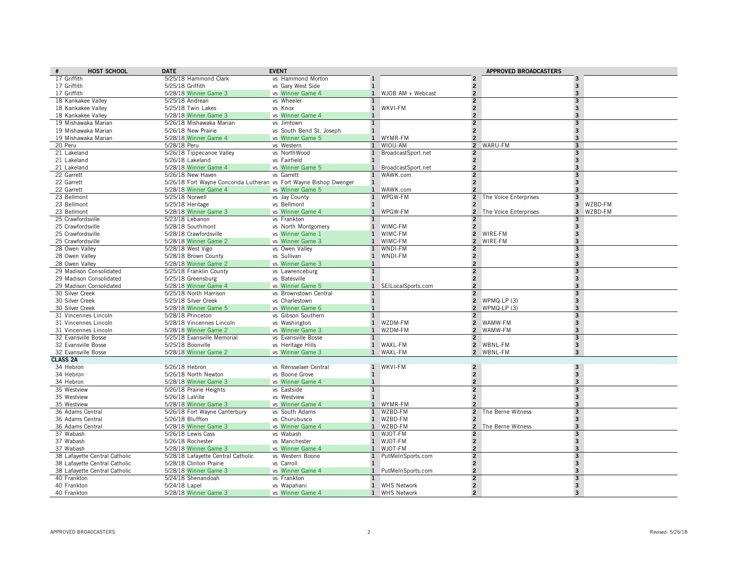| # | HOST SCHOOL | DATE | EVENT | | | APPROVED BROADCASTERS | | | | |
|---|---|---|---|---|---|---|---|---|---|---|
| 17 | Griffith | 5/25/18 | Hammond Clark | vs Hammond Morton | 1 | | 2 | | 3 | |
| 17 | Griffith | 5/25/18 | Griffith | vs Gary West Side | 1 | | 2 | | 3 | |
| 17 | Griffith | 5/28/18 | Winner Game 3 | vs Winner Game 4 | 1 | WJOB AM + Webcast | 2 | | 3 | |
| 18 | Kankakee Valley | 5/25/18 | Andrean | vs Wheeler | 1 | | 2 | | 3 | |
| 18 | Kankakee Valley | 5/25/18 | Twin Lakes | vs Knox | 1 | WKVI-FM | 2 | | 3 | |
| 18 | Kankakee Valley | 5/28/18 | Winner Game 3 | vs Winner Game 4 | 1 | | 2 | | 3 | |
| 19 | Mishawaka Marian | 5/26/18 | Mishawaka Marian | vs Jimtown | 1 | | 2 | | 3 | |
| 19 | Mishawaka Marian | 5/26/18 | New Prairie | vs South Bend St. Joseph | 1 | | 2 | | 3 | |
| 19 | Mishawaka Marian | 5/28/18 | Winner Game 4 | vs Winner Game 5 | 1 | WYMR-FM | 2 | | 3 | |
| 20 | Peru | 5/28/18 | Peru | vs Western | 1 | WIOU-AM | 2 | WARU-FM | 3 | |
| 21 | Lakeland | 5/26/18 | Tippecanoe Valley | vs NorthWood | 1 | BroadcastSport.net | 2 | | 3 | |
| 21 | Lakeland | 5/26/18 | Lakeland | vs Fairfield | 1 | | 2 | | 3 | |
| 21 | Lakeland | 5/28/18 | Winner Game 4 | vs Winner Game 5 | 1 | BroadcastSport.net | 2 | | 3 | |
| 22 | Garrett | 5/26/18 | New Haven | vs Garrett | 1 | WAWK.com | 2 | | 3 | |
| 22 | Garrett | 5/26/18 | Fort Wayne Concorida Lutheran | vs Fort Wayne Bishop Dwenger | 1 | | 2 | | 3 | |
| 22 | Garrett | 5/28/18 | Winner Game 4 | vs Winner Game 5 | 1 | WAWK.com | 2 | | 3 | |
| 23 | Bellmont | 5/25/18 | Norwell | vs Jay County | 1 | WPGW-FM | 2 | The Voice Enterprises | 3 | |
| 23 | Bellmont | 5/25/18 | Heritage | vs Bellmont | 1 | | 2 | | 3 | WZBD-FM |
| 23 | Bellmont | 5/28/18 | Winner Game 3 | vs Winner Game 4 | 1 | WPGW-FM | 2 | The Voice Enterprises | 3 | WZBD-FM |
| 25 | Crawfordsville | 5/23/18 | Lebanon | vs Frankton | 1 | | 2 | | 3 | |
| 25 | Crawfordsville | 5/28/18 | Southmont | vs North Montgomery | 1 | WIMC-FM | 2 | | 3 | |
| 25 | Crawfordsville | 5/28/18 | Crawfordsville | vs Winner Game 1 | 1 | WIMC-FM | 2 | WIRE-FM | 3 | |
| 25 | Crawfordsville | 5/28/18 | Winner Game 2 | vs Winner Game 3 | 1 | WIMC-FM | 2 | WIRE-FM | 3 | |
| 28 | Owen Valley | 5/28/18 | West Vigo | vs Owen Valley | 1 | WNDI-FM | 2 | | 3 | |
| 28 | Owen Valley | 5/28/18 | Brown County | vs Sullivan | 1 | WNDI-FM | 2 | | 3 | |
| 28 | Owen Valley | 5/28/18 | Winner Game 2 | vs Winner Game 3 | 1 | | 2 | | 3 | |
| 29 | Madison Consolidated | 5/25/18 | Franklin County | vs Lawrenceburg | 1 | | 2 | | 3 | |
| 29 | Madison Consolidated | 5/25/18 | Greensburg | vs Batesville | 1 | | 2 | | 3 | |
| 29 | Madison Consolidated | 5/28/18 | Winner Game 4 | vs Winner Game 5 | 1 | SEILocalSports.com | 2 | | 3 | |
| 30 | Silver Creek | 5/25/18 | North Harrison | vs Brownstown Central | 1 | | 2 | | 3 | |
| 30 | Silver Creek | 5/25/18 | Silver Creek | vs Charlestown | 1 | | 2 | WPMQ-LP (3) | 3 | |
| 30 | Silver Creek | 5/28/18 | Winner Game 5 | vs Winner Game 6 | 1 | | 2 | WPMQ-LP (3) | 3 | |
| 31 | Vincennes Lincoln | 5/28/18 | Princeton | vs Gibson Southern | 1 | | 2 | | 3 | |
| 31 | Vincennes Lincoln | 5/28/18 | Vincennes Lincoln | vs Washington | 1 | WZDM-FM | 2 | WAMW-FM | 3 | |
| 31 | Vincennes Lincoln | 5/28/18 | Winner Game 2 | vs Winner Game 3 | 1 | WZDM-FM | 2 | WAMW-FM | 3 | |
| 32 | Evansville Bosse | 5/25/18 | Evansville Memorial | vs Evansville Bosse | 1 | | 2 | | 3 | |
| 32 | Evansville Bosse | 5/25/18 | Boonville | vs Heritage Hills | 1 | WAXL-FM | 2 | WBNL-FM | 3 | |
| 32 | Evansville Bosse | 5/28/18 | Winner Game 2 | vs Winner Game 3 | 1 | WAXL-FM | 2 | WBNL-FM | 3 | |
| **CLASS 2A** | | | | | | | | | | |
| 34 | Hebron | 5/26/18 | Hebron | vs Rensselaer Central | 1 | WKVI-FM | 2 | | 3 | |
| 34 | Hebron | 5/26/18 | North Newton | vs Boone Grove | 1 | | 2 | | 3 | |
| 34 | Hebron | 5/28/18 | Winner Game 3 | vs Winner Game 4 | 1 | | 2 | | 3 | |
| 35 | Westview | 5/26/18 | Prairie Heights | vs Eastside | 1 | | 2 | | 3 | |
| 35 | Westview | 5/26/18 | LaVille | vs Westview | 1 | | 2 | | 3 | |
| 35 | Westview | 5/28/18 | Winner Game 3 | vs Winner Game 4 | 1 | WYMR-FM | 2 | | 3 | |
| 36 | Adams Central | 5/26/18 | Fort Wayne Canterbury | vs South Adams | 1 | WZBD-FM | 2 | The Berne Witness | 3 | |
| 36 | Adams Central | 5/26/18 | Bluffton | vs Churubusco | 1 | WZBD-FM | 2 | | 3 | |
| 36 | Adams Central | 5/28/18 | Winner Game 3 | vs Winner Game 4 | 1 | WZBD-FM | 2 | The Berne Witness | 3 | |
| 37 | Wabash | 5/26/18 | Lewis Cass | vs Wabash | 1 | WJOT-FM | 2 | | 3 | |
| 37 | Wabash | 5/26/18 | Rochester | vs Manchester | 1 | WJOT-FM | 2 | | 3 | |
| 37 | Wabash | 5/28/18 | Winner Game 3 | vs Winner Game 4 | 1 | WJOT-FM | 2 | | 3 | |
| 38 | Lafayette Central Catholic | 5/28/18 | Lafayette Central Catholic | vs Western Boone | 1 | PutMeInSports.com | 2 | | 3 | |
| 38 | Lafayette Central Catholic | 5/28/18 | Clinton Prairie | vs Carroll | 1 | | 2 | | 3 | |
| 38 | Lafayette Central Catholic | 5/28/18 | Winner Game 3 | vs Winner Game 4 | 1 | PutMeInSports.com | 2 | | 3 | |
| 40 | Frankton | 5/24/18 | Shenandoah | vs Frankton | 1 | | 2 | | 3 | |
| 40 | Frankton | 5/24/18 | Lapel | vs Wapahani | 1 | WHS Network | 2 | | 3 | |
| 40 | Frankton | 5/28/18 | Winner Game 3 | vs Winner Game 4 | 1 | WHS Network | 2 | | 3 | |

APPROVED BROADCASTERS

Revised: 5/25/18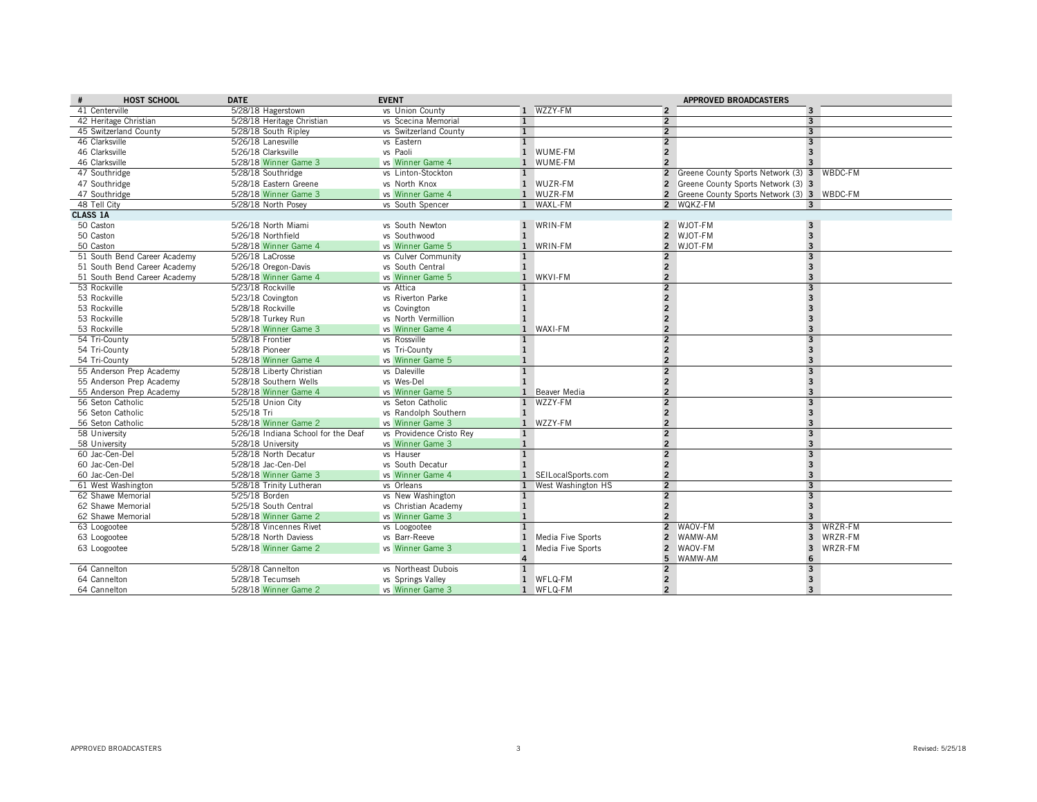| # | HOST SCHOOL | DATE | | EVENT | | | | | APPROVED BROADCASTERS | | |
|---|---|---|---|---|---|---|---|---|---|---|---|
| 41 | Centerville | 5/28/18 | Hagerstown | vs Union County | 1 | WZZY-FM | 2 | | 3 | |
| 42 | Heritage Christian | 5/28/18 | Heritage Christian | vs Scecina Memorial | 1 | | 2 | | 3 | |
| 45 | Switzerland County | 5/28/18 | South Ripley | vs Switzerland County | 1 | | 2 | | 3 | |
| 46 | Clarksville | 5/26/18 | Lanesville | vs Eastern | 1 | | 2 | | 3 | |
| 46 | Clarksville | 5/26/18 | Clarksville | vs Paoli | 1 | WUME-FM | 2 | | 3 | |
| 46 | Clarksville | 5/28/18 | Winner Game 3 | vs Winner Game 4 | 1 | WUME-FM | 2 | | 3 | |
| 47 | Southridge | 5/28/18 | Southridge | vs Linton-Stockton | 1 | | 2 | Greene County Sports Network (3) | 3 | WBDC-FM |
| 47 | Southridge | 5/28/18 | Eastern Greene | vs North Knox | 1 | WUZR-FM | 2 | Greene County Sports Network (3) | 3 | |
| 47 | Southridge | 5/28/18 | Winner Game 3 | vs Winner Game 4 | 1 | WUZR-FM | 2 | Greene County Sports Network (3) | 3 | WBDC-FM |
| 48 | Tell City | 5/28/18 | North Posey | vs South Spencer | 1 | WAXL-FM | 2 | WQKZ-FM | 3 | |
| **CLASS 1A** | | | | | | | | | | |
| 50 | Caston | 5/26/18 | North Miami | vs South Newton | 1 | WRIN-FM | 2 | WJOT-FM | 3 | |
| 50 | Caston | 5/26/18 | Northfield | vs Southwood | 1 | | 2 | WJOT-FM | 3 | |
| 50 | Caston | 5/28/18 | Winner Game 4 | vs Winner Game 5 | 1 | WRIN-FM | 2 | WJOT-FM | 3 | |
| 51 | South Bend Career Academy | 5/26/18 | LaCrosse | vs Culver Community | 1 | | 2 | | 3 | |
| 51 | South Bend Career Academy | 5/26/18 | Oregon-Davis | vs South Central | 1 | | 2 | | 3 | |
| 51 | South Bend Career Academy | 5/28/18 | Winner Game 4 | vs Winner Game 5 | 1 | WKVI-FM | 2 | | 3 | |
| 53 | Rockville | 5/23/18 | Rockville | vs Attica | 1 | | 2 | | 3 | |
| 53 | Rockville | 5/23/18 | Covington | vs Riverton Parke | 1 | | 2 | | 3 | |
| 53 | Rockville | 5/28/18 | Rockville | vs Covington | 1 | | 2 | | 3 | |
| 53 | Rockville | 5/28/18 | Turkey Run | vs North Vermillion | 1 | | 2 | | 3 | |
| 53 | Rockville | 5/28/18 | Winner Game 3 | vs Winner Game 4 | 1 | WAXI-FM | 2 | | 3 | |
| 54 | Tri-County | 5/28/18 | Frontier | vs Rossville | 1 | | 2 | | 3 | |
| 54 | Tri-County | 5/28/18 | Pioneer | vs Tri-County | 1 | | 2 | | 3 | |
| 54 | Tri-County | 5/28/18 | Winner Game 4 | vs Winner Game 5 | 1 | | 2 | | 3 | |
| 55 | Anderson Prep Academy | 5/28/18 | Liberty Christian | vs Daleville | 1 | | 2 | | 3 | |
| 55 | Anderson Prep Academy | 5/28/18 | Southern Wells | vs Wes-Del | 1 | | 2 | | 3 | |
| 55 | Anderson Prep Academy | 5/28/18 | Winner Game 4 | vs Winner Game 5 | 1 | Beaver Media | 2 | | 3 | |
| 56 | Seton Catholic | 5/25/18 | Union City | vs Seton Catholic | 1 | WZZY-FM | 2 | | 3 | |
| 56 | Seton Catholic | 5/25/18 | Tri | vs Randolph Southern | 1 | | 2 | | 3 | |
| 56 | Seton Catholic | 5/28/18 | Winner Game 2 | vs Winner Game 3 | 1 | WZZY-FM | 2 | | 3 | |
| 58 | University | 5/26/18 | Indiana School for the Deaf | vs Providence Cristo Rey | 1 | | 2 | | 3 | |
| 58 | University | 5/28/18 | University | vs Winner Game 3 | 1 | | 2 | | 3 | |
| 60 | Jac-Cen-Del | 5/28/18 | North Decatur | vs Hauser | 1 | | 2 | | 3 | |
| 60 | Jac-Cen-Del | 5/28/18 | Jac-Cen-Del | vs South Decatur | 1 | | 2 | | 3 | |
| 60 | Jac-Cen-Del | 5/28/18 | Winner Game 3 | vs Winner Game 4 | 1 | SEILocalSports.com | 2 | | 3 | |
| 61 | West Washington | 5/28/18 | Trinity Lutheran | vs Orleans | 1 | West Washington HS | 2 | | 3 | |
| 62 | Shawe Memorial | 5/25/18 | Borden | vs New Washington | 1 | | 2 | | 3 | |
| 62 | Shawe Memorial | 5/25/18 | South Central | vs Christian Academy | 1 | | 2 | | 3 | |
| 62 | Shawe Memorial | 5/28/18 | Winner Game 2 | vs Winner Game 3 | 1 | | 2 | | 3 | |
| 63 | Loogootee | 5/28/18 | Vincennes Rivet | vs Loogootee | 1 | | 2 | WAOV-FM | 3 | WRZR-FM |
| 63 | Loogootee | 5/28/18 | North Daviess | vs Barr-Reeve | 1 | Media Five Sports | 2 | WAMW-AM | 3 | WRZR-FM |
| 63 | Loogootee | 5/28/18 | Winner Game 2 | vs Winner Game 3 | 1 | Media Five Sports | 2 | WAOV-FM | 3 | WRZR-FM |
| | | | | | 4 | | 5 | WAMW-AM | 6 | |
| 64 | Cannelton | 5/28/18 | Cannelton | vs Northeast Dubois | 1 | | 2 | | 3 | |
| 64 | Cannelton | 5/28/18 | Tecumseh | vs Springs Valley | 1 | WFLQ-FM | 2 | | 3 | |
| 64 | Cannelton | 5/28/18 | Winner Game 2 | vs Winner Game 3 | 1 | WFLQ-FM | 2 | | 3 | |

APPROVED BROADCASTERS

Revised: 5/25/18